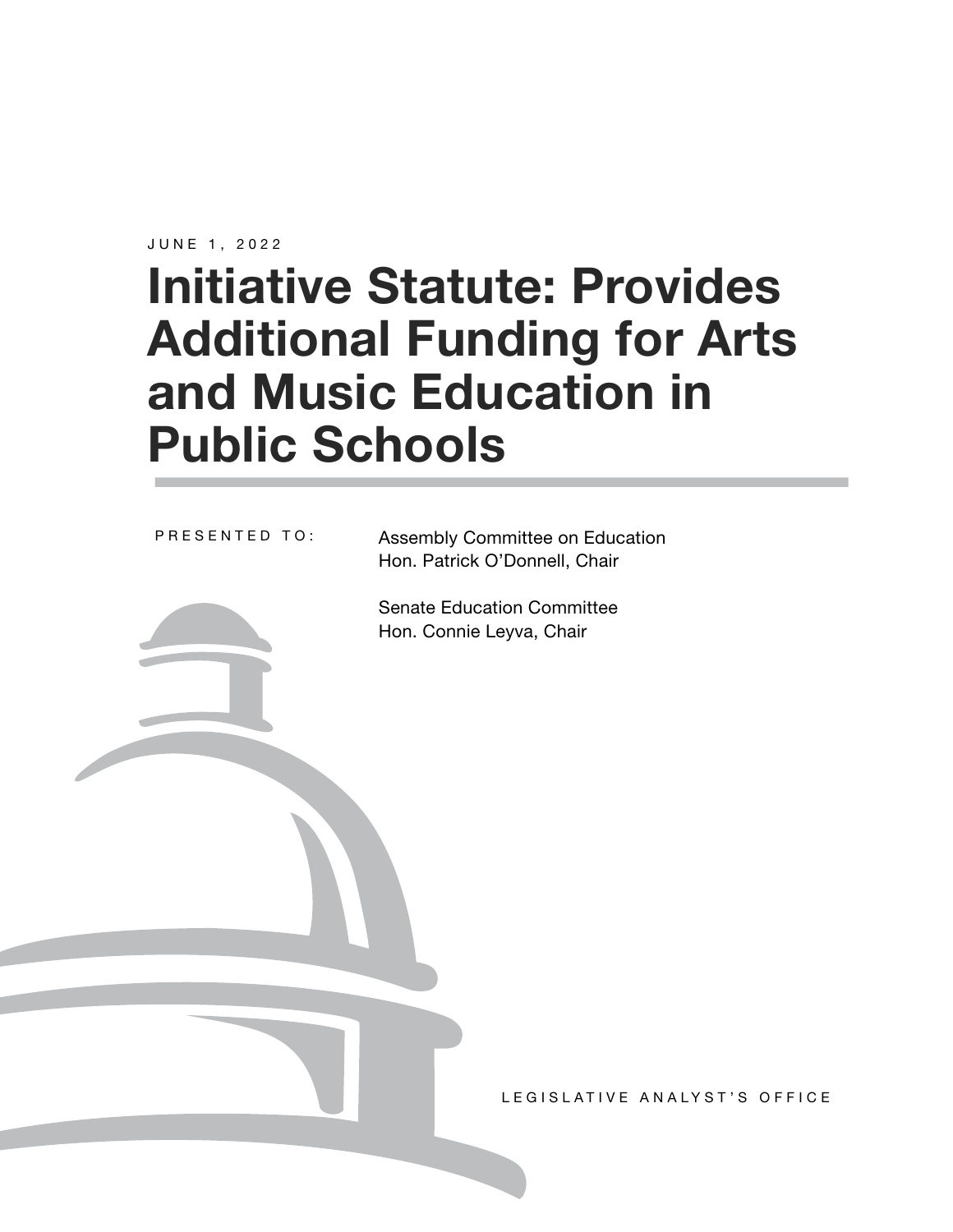JUNE 1, 2022

# Initiative Statute: Provides Additional Funding for Arts and Music Education in Public Schools

PRESENTED TO:

Assembly Committee on Education
Hon. Patrick O'Donnell, Chair

Senate Education Committee
Hon. Connie Leyva, Chair

LEGISLATIVE ANALYST'S OFFICE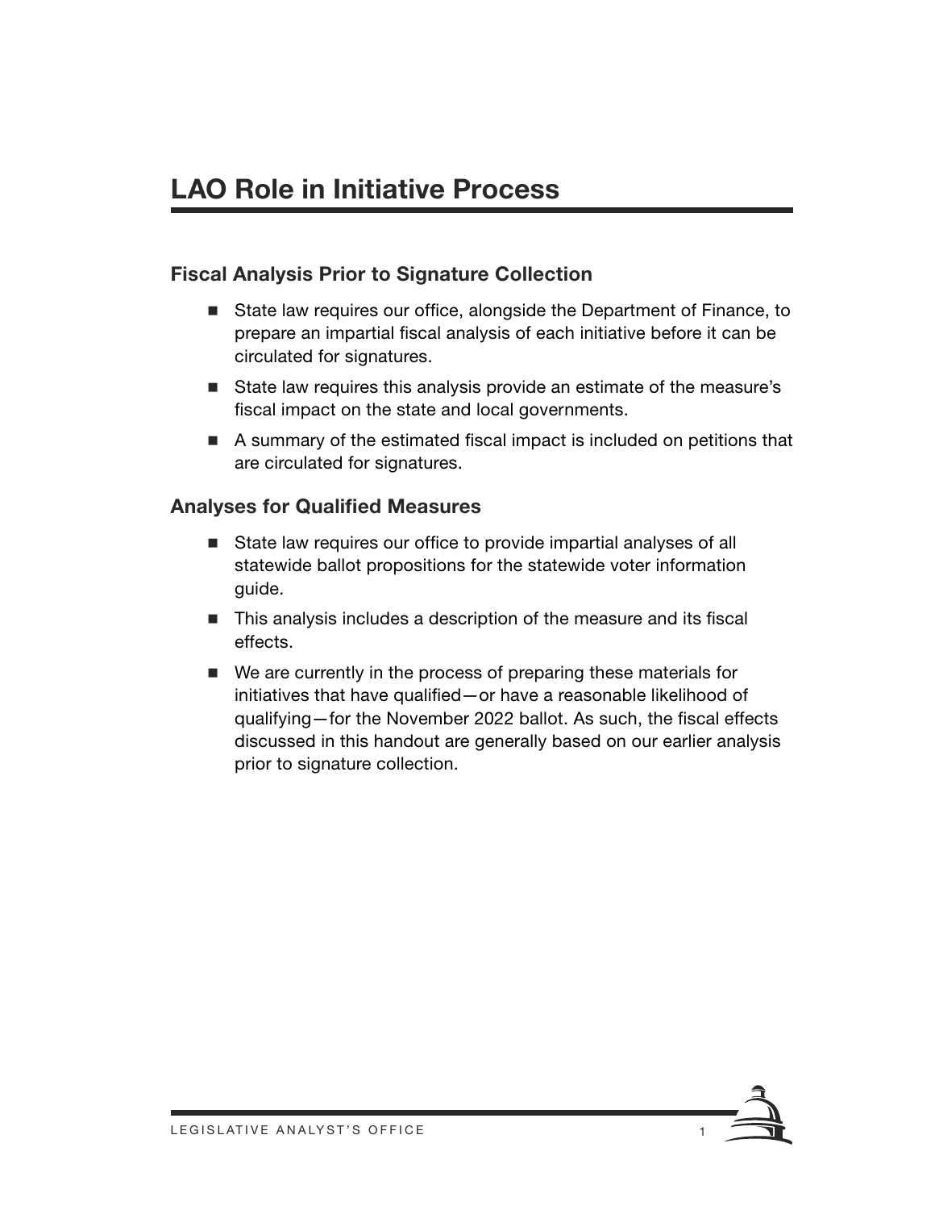# LAO Role in Initiative Process

## Fiscal Analysis Prior to Signature Collection

- State law requires our office, alongside the Department of Finance, to prepare an impartial fiscal analysis of each initiative before it can be circulated for signatures.
- State law requires this analysis provide an estimate of the measure's fiscal impact on the state and local governments.
- A summary of the estimated fiscal impact is included on petitions that are circulated for signatures.

## Analyses for Qualified Measures

- State law requires our office to provide impartial analyses of all statewide ballot propositions for the statewide voter information guide.
- This analysis includes a description of the measure and its fiscal effects.
- We are currently in the process of preparing these materials for initiatives that have qualified—or have a reasonable likelihood of qualifying—for the November 2022 ballot. As such, the fiscal effects discussed in this handout are generally based on our earlier analysis prior to signature collection.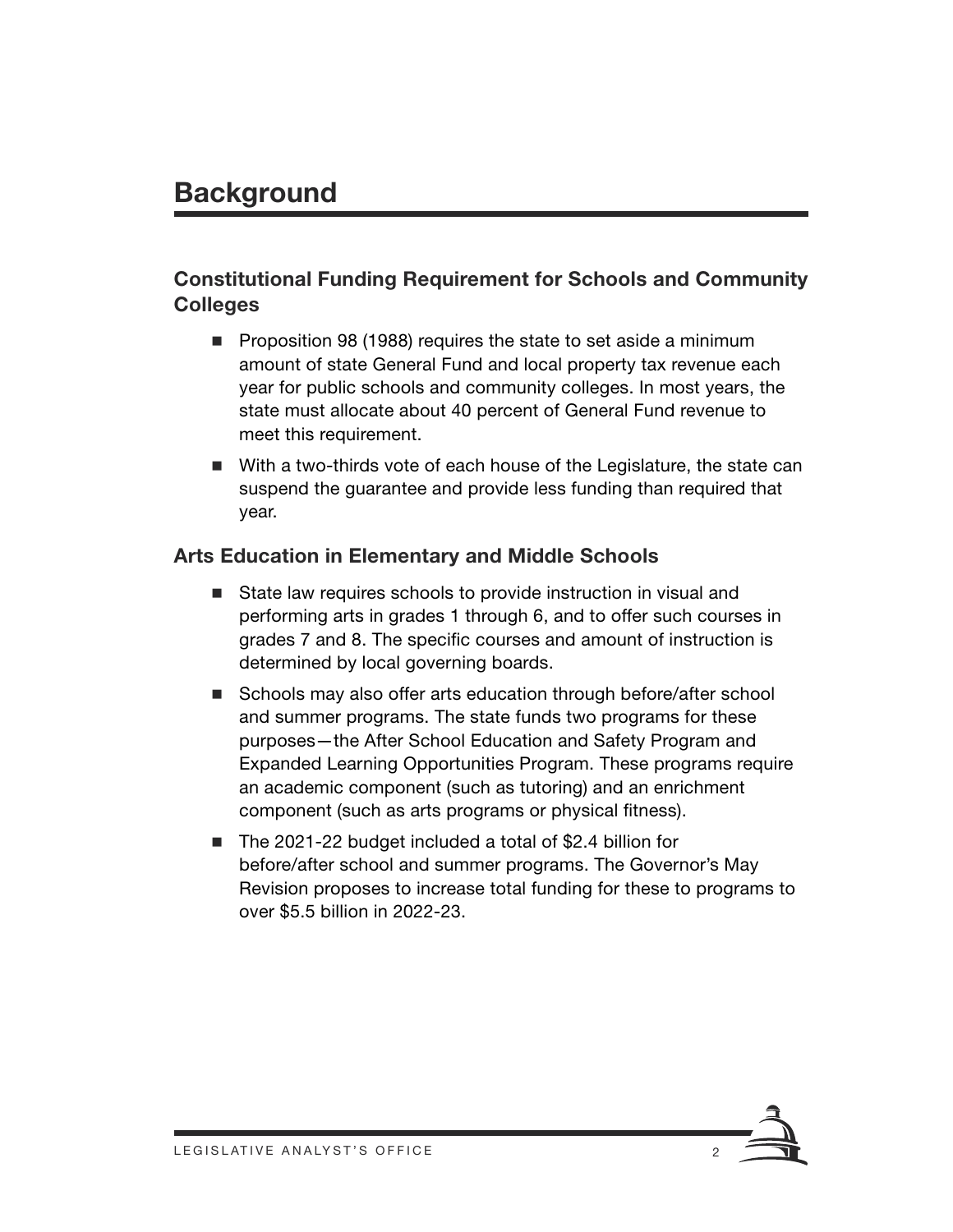# Background

## Constitutional Funding Requirement for Schools and Community Colleges

- Proposition 98 (1988) requires the state to set aside a minimum amount of state General Fund and local property tax revenue each year for public schools and community colleges. In most years, the state must allocate about 40 percent of General Fund revenue to meet this requirement.
- With a two-thirds vote of each house of the Legislature, the state can suspend the guarantee and provide less funding than required that year.

## Arts Education in Elementary and Middle Schools

- State law requires schools to provide instruction in visual and performing arts in grades 1 through 6, and to offer such courses in grades 7 and 8. The specific courses and amount of instruction is determined by local governing boards.
- Schools may also offer arts education through before/after school and summer programs. The state funds two programs for these purposes—the After School Education and Safety Program and Expanded Learning Opportunities Program. These programs require an academic component (such as tutoring) and an enrichment component (such as arts programs or physical fitness).
- The 2021-22 budget included a total of $2.4 billion for before/after school and summer programs. The Governor's May Revision proposes to increase total funding for these to programs to over $5.5 billion in 2022-23.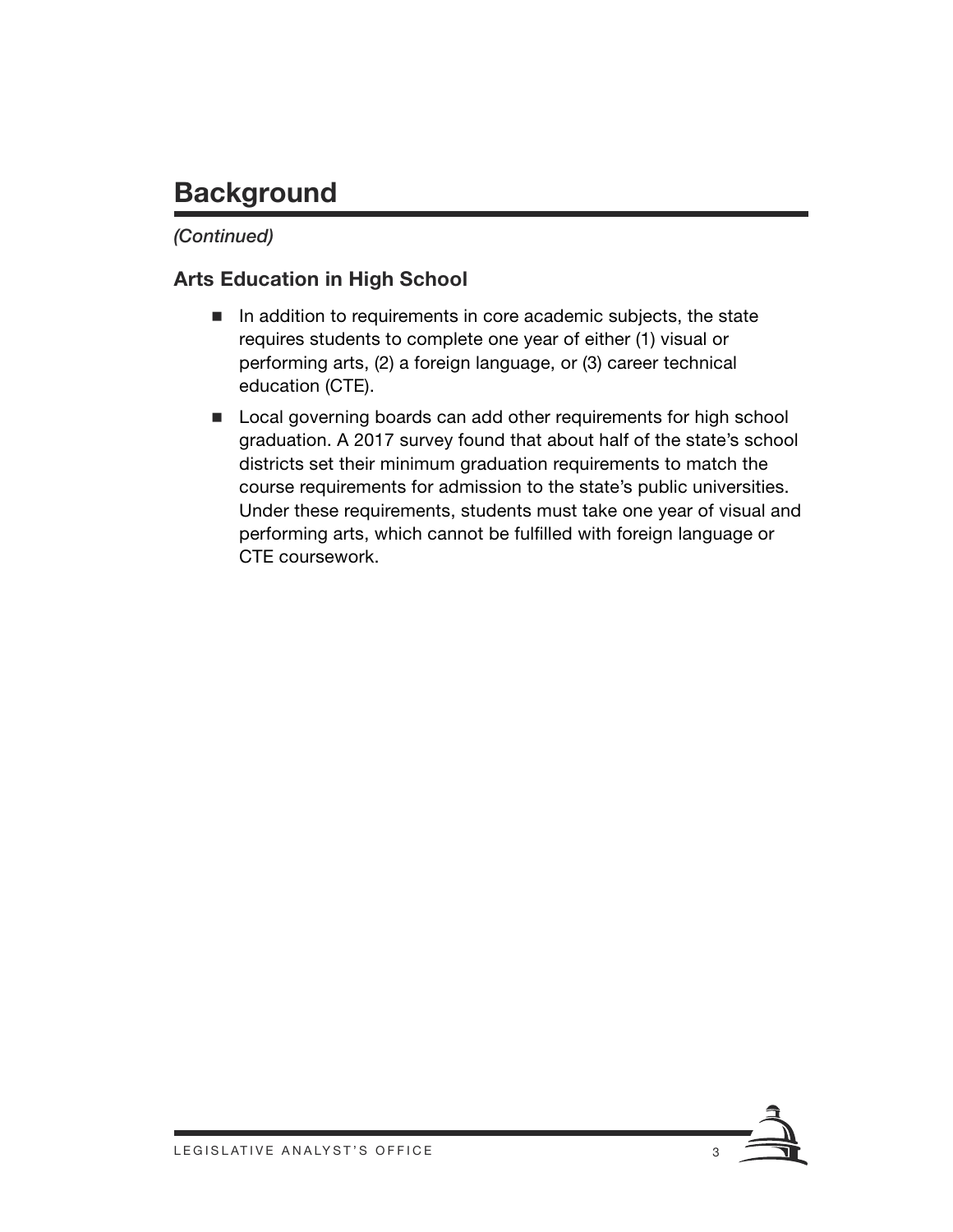# Background

*(Continued)*

## Arts Education in High School

- In addition to requirements in core academic subjects, the state requires students to complete one year of either (1) visual or performing arts, (2) a foreign language, or (3) career technical education (CTE).
- Local governing boards can add other requirements for high school graduation. A 2017 survey found that about half of the state's school districts set their minimum graduation requirements to match the course requirements for admission to the state's public universities. Under these requirements, students must take one year of visual and performing arts, which cannot be fulfilled with foreign language or CTE coursework.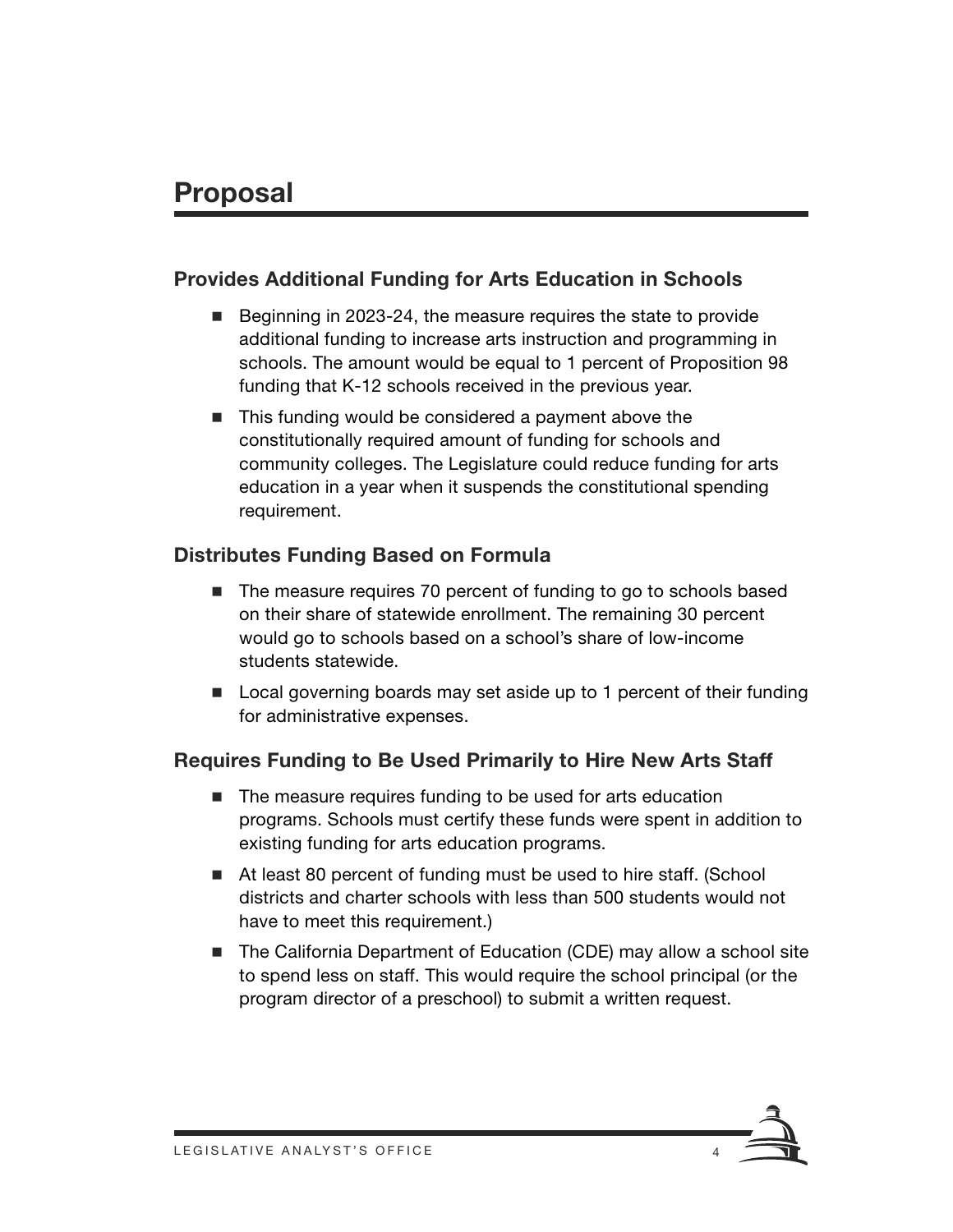# Proposal

### Provides Additional Funding for Arts Education in Schools

- Beginning in 2023-24, the measure requires the state to provide additional funding to increase arts instruction and programming in schools. The amount would be equal to 1 percent of Proposition 98 funding that K-12 schools received in the previous year.
- This funding would be considered a payment above the constitutionally required amount of funding for schools and community colleges. The Legislature could reduce funding for arts education in a year when it suspends the constitutional spending requirement.

### Distributes Funding Based on Formula

- The measure requires 70 percent of funding to go to schools based on their share of statewide enrollment. The remaining 30 percent would go to schools based on a school's share of low-income students statewide.
- Local governing boards may set aside up to 1 percent of their funding for administrative expenses.

### Requires Funding to Be Used Primarily to Hire New Arts Staff

- The measure requires funding to be used for arts education programs. Schools must certify these funds were spent in addition to existing funding for arts education programs.
- At least 80 percent of funding must be used to hire staff. (School districts and charter schools with less than 500 students would not have to meet this requirement.)
- The California Department of Education (CDE) may allow a school site to spend less on staff. This would require the school principal (or the program director of a preschool) to submit a written request.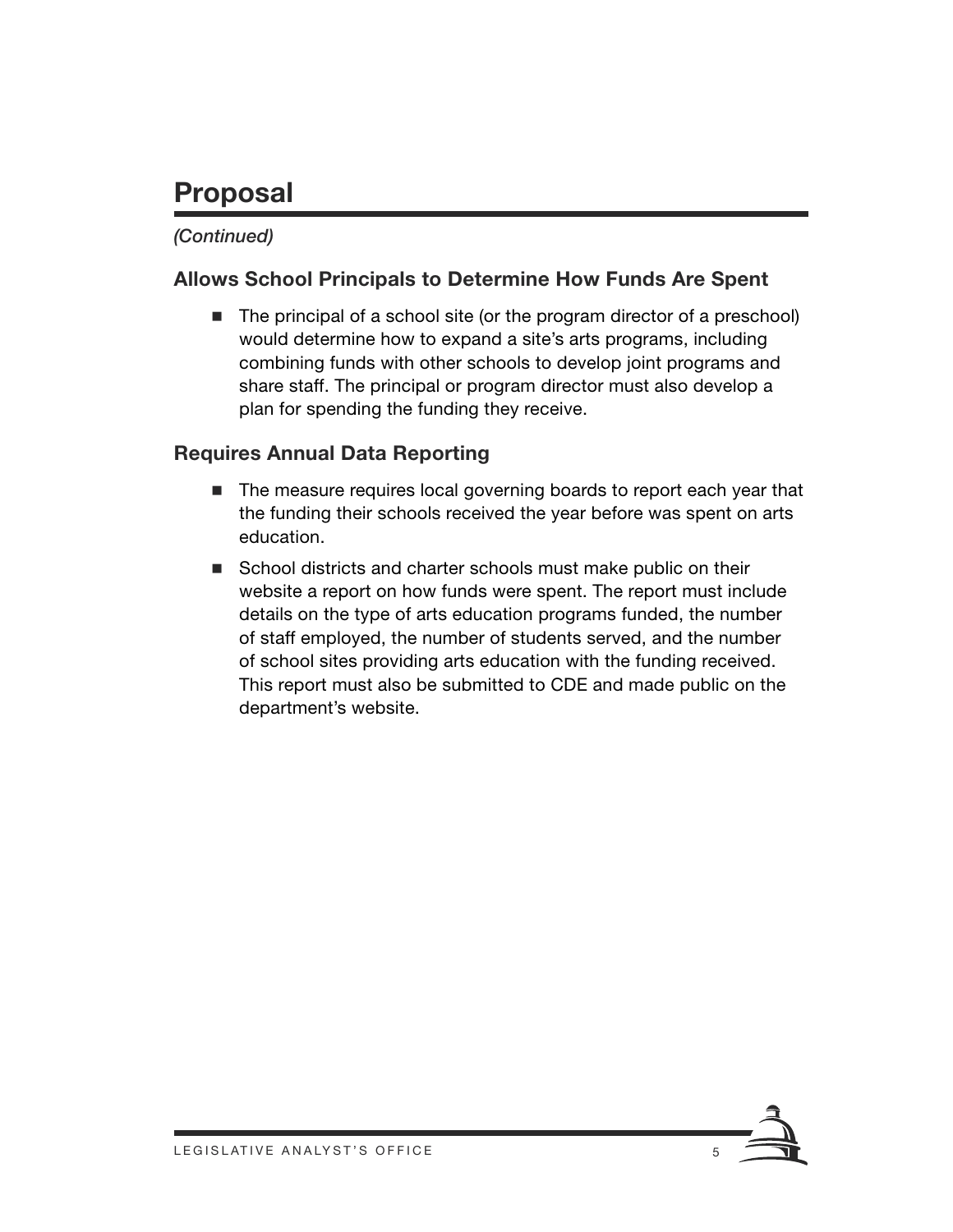# Proposal

*(Continued)*

### Allows School Principals to Determine How Funds Are Spent

- The principal of a school site (or the program director of a preschool) would determine how to expand a site's arts programs, including combining funds with other schools to develop joint programs and share staff. The principal or program director must also develop a plan for spending the funding they receive.

### Requires Annual Data Reporting

- The measure requires local governing boards to report each year that the funding their schools received the year before was spent on arts education.
- School districts and charter schools must make public on their website a report on how funds were spent. The report must include details on the type of arts education programs funded, the number of staff employed, the number of students served, and the number of school sites providing arts education with the funding received. This report must also be submitted to CDE and made public on the department's website.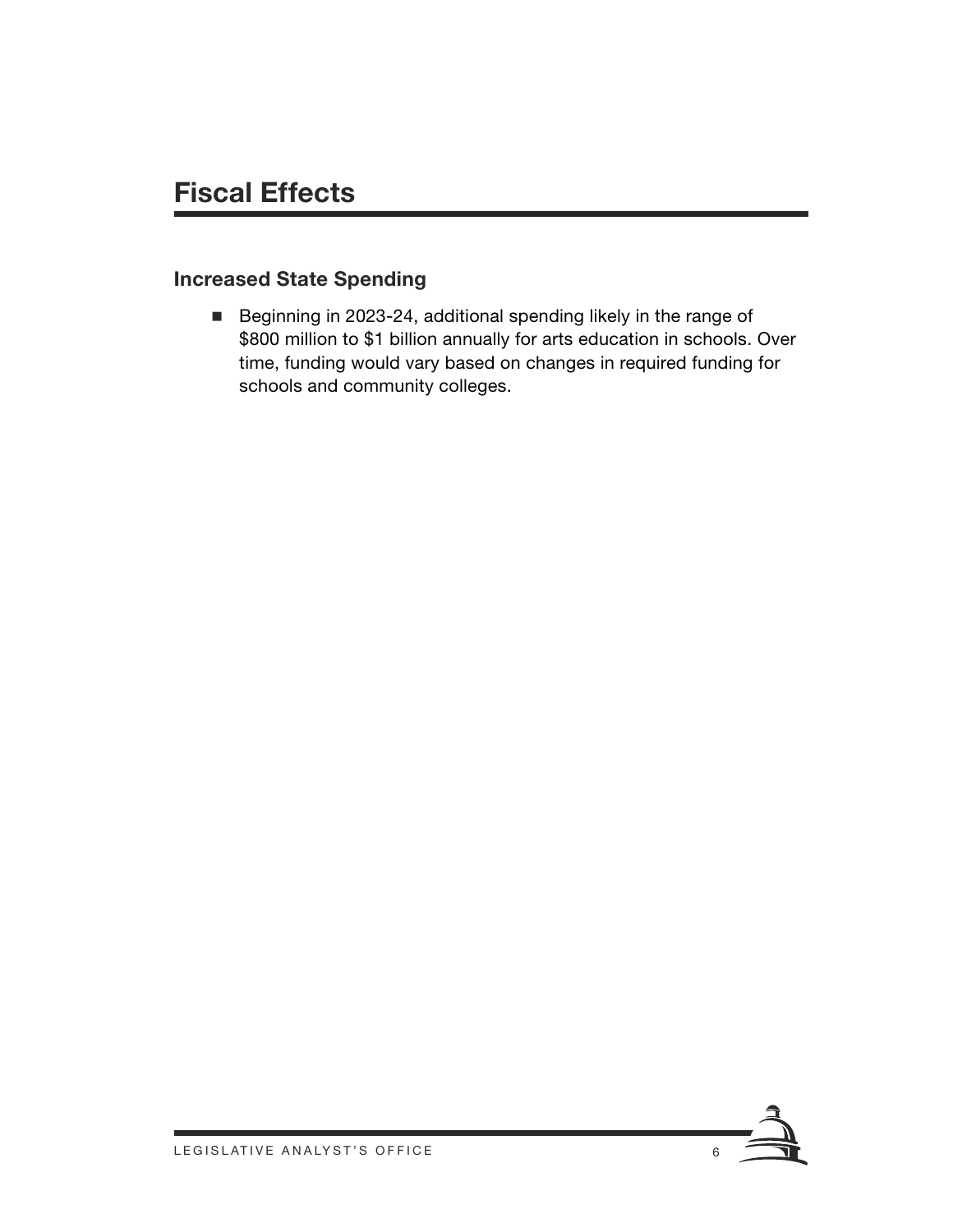# Fiscal Effects

## Increased State Spending

- Beginning in 2023-24, additional spending likely in the range of $800 million to $1 billion annually for arts education in schools. Over time, funding would vary based on changes in required funding for schools and community colleges.